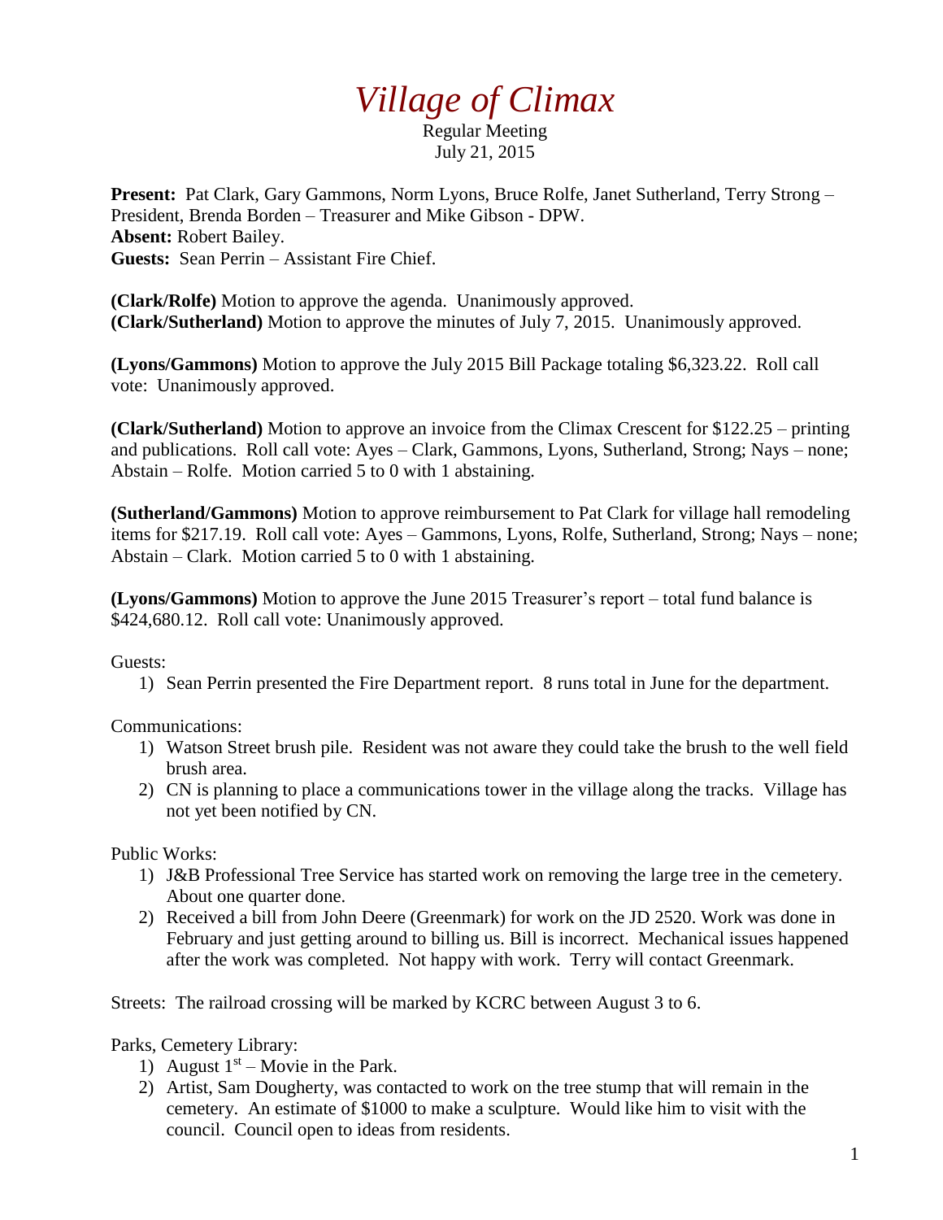# *Village of Climax*

Regular Meeting
July 21, 2015

**Present:** Pat Clark, Gary Gammons, Norm Lyons, Bruce Rolfe, Janet Sutherland, Terry Strong – President, Brenda Borden – Treasurer and Mike Gibson - DPW.
**Absent:** Robert Bailey.
**Guests:** Sean Perrin – Assistant Fire Chief.

**(Clark/Rolfe)** Motion to approve the agenda. Unanimously approved.
**(Clark/Sutherland)** Motion to approve the minutes of July 7, 2015. Unanimously approved.

**(Lyons/Gammons)** Motion to approve the July 2015 Bill Package totaling $6,323.22. Roll call vote: Unanimously approved.

**(Clark/Sutherland)** Motion to approve an invoice from the Climax Crescent for $122.25 – printing and publications. Roll call vote: Ayes – Clark, Gammons, Lyons, Sutherland, Strong; Nays – none; Abstain – Rolfe. Motion carried 5 to 0 with 1 abstaining.

**(Sutherland/Gammons)** Motion to approve reimbursement to Pat Clark for village hall remodeling items for $217.19. Roll call vote: Ayes – Gammons, Lyons, Rolfe, Sutherland, Strong; Nays – none; Abstain – Clark. Motion carried 5 to 0 with 1 abstaining.

**(Lyons/Gammons)** Motion to approve the June 2015 Treasurer's report – total fund balance is $424,680.12. Roll call vote: Unanimously approved.

Guests:

1) Sean Perrin presented the Fire Department report. 8 runs total in June for the department.

Communications:

1) Watson Street brush pile. Resident was not aware they could take the brush to the well field brush area.
2) CN is planning to place a communications tower in the village along the tracks. Village has not yet been notified by CN.

Public Works:

1) J&B Professional Tree Service has started work on removing the large tree in the cemetery. About one quarter done.
2) Received a bill from John Deere (Greenmark) for work on the JD 2520. Work was done in February and just getting around to billing us. Bill is incorrect. Mechanical issues happened after the work was completed. Not happy with work. Terry will contact Greenmark.

Streets: The railroad crossing will be marked by KCRC between August 3 to 6.

Parks, Cemetery Library:

1) August 1st – Movie in the Park.
2) Artist, Sam Dougherty, was contacted to work on the tree stump that will remain in the cemetery. An estimate of $1000 to make a sculpture. Would like him to visit with the council. Council open to ideas from residents.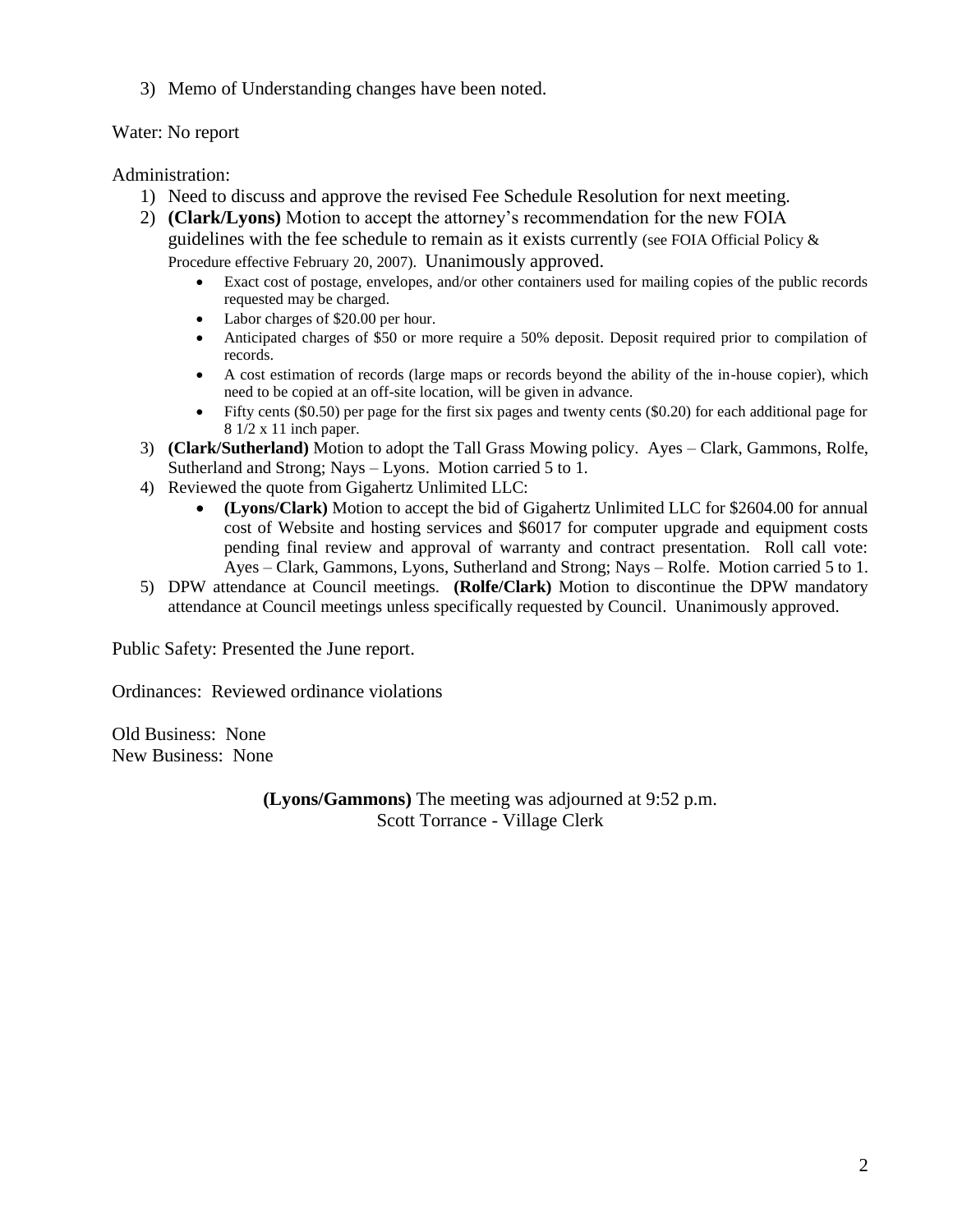3) Memo of Understanding changes have been noted.

Water: No report

Administration:

1) Need to discuss and approve the revised Fee Schedule Resolution for next meeting.
2) **(Clark/Lyons)** Motion to accept the attorney's recommendation for the new FOIA guidelines with the fee schedule to remain as it exists currently (see FOIA Official Policy & Procedure effective February 20, 2007). Unanimously approved.
   - Exact cost of postage, envelopes, and/or other containers used for mailing copies of the public records requested may be charged.
   - Labor charges of $20.00 per hour.
   - Anticipated charges of $50 or more require a 50% deposit. Deposit required prior to compilation of records.
   - A cost estimation of records (large maps or records beyond the ability of the in-house copier), which need to be copied at an off-site location, will be given in advance.
   - Fifty cents ($0.50) per page for the first six pages and twenty cents ($0.20) for each additional page for 8 1/2 x 11 inch paper.
3) **(Clark/Sutherland)** Motion to adopt the Tall Grass Mowing policy. Ayes – Clark, Gammons, Rolfe, Sutherland and Strong; Nays – Lyons. Motion carried 5 to 1.
4) Reviewed the quote from Gigahertz Unlimited LLC:
   - **(Lyons/Clark)** Motion to accept the bid of Gigahertz Unlimited LLC for $2604.00 for annual cost of Website and hosting services and $6017 for computer upgrade and equipment costs pending final review and approval of warranty and contract presentation. Roll call vote: Ayes – Clark, Gammons, Lyons, Sutherland and Strong; Nays – Rolfe. Motion carried 5 to 1.
5) DPW attendance at Council meetings. **(Rolfe/Clark)** Motion to discontinue the DPW mandatory attendance at Council meetings unless specifically requested by Council. Unanimously approved.

Public Safety: Presented the June report.

Ordinances: Reviewed ordinance violations

Old Business: None
New Business: None

**(Lyons/Gammons)** The meeting was adjourned at 9:52 p.m.
Scott Torrance - Village Clerk